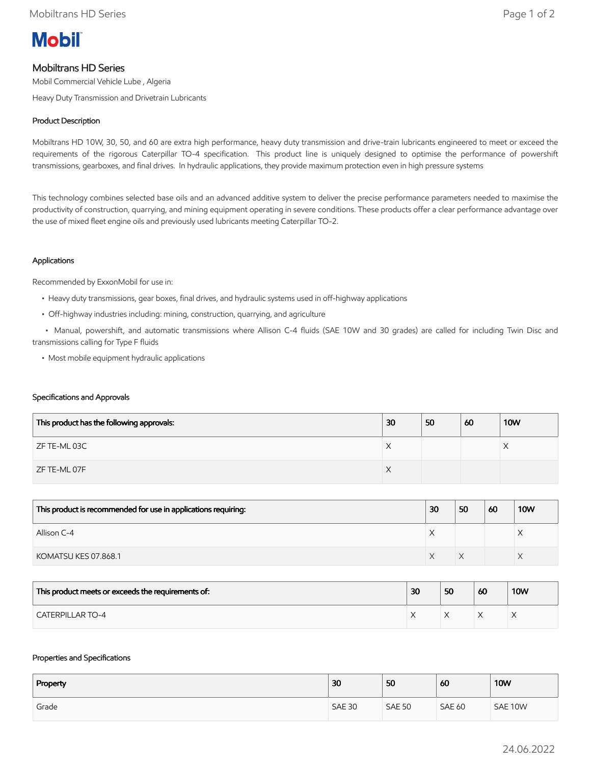# Mobiltrans HD Series

Mobil Commercial Vehicle Lube , Algeria

Heavy Duty Transmission and Drivetrain Lubricants

## Product Description

Mobiltrans HD 10W, 30, 50, and 60 are extra high performance, heavy duty transmission and drive-train lubricants engineered to meet or exceed the requirements of the rigorous Caterpillar TO-4 specification. This product line is uniquely designed to optimise the performance of powershift transmissions, gearboxes, and final drives. In hydraulic applications, they provide maximum protection even in high pressure systems

This technology combines selected base oils and an advanced additive system to deliver the precise performance parameters needed to maximise the productivity of construction, quarrying, and mining equipment operating in severe conditions. These products offer a clear performance advantage over the use of mixed fleet engine oils and previously used lubricants meeting Caterpillar TO-2.

## Applications

Recommended by ExxonMobil for use in:

- Heavy duty transmissions, gear boxes, final drives, and hydraulic systems used in off-highway applications
- Off-highway industries including: mining, construction, quarrying, and agriculture
- Manual, powershift, and automatic transmissions where Allison C-4 fluids (SAE 10W and 30 grades) are called for including Twin Disc and transmissions calling for Type F fluids
- Most mobile equipment hydraulic applications

## Specifications and Approvals

| This product has the following approvals: | 30 | 50 | 60 | 10W |
|---|---|---|---|---|
| ZF TE-ML 03C | X | | | X |
| ZF TE-ML 07F | X | | | |

| This product is recommended for use in applications requiring: | 30 | 50 | 60 | 10W |
|---|---|---|---|---|
| Allison C-4 | X | | | X |
| KOMATSU KES 07.868.1 | X | X | | X |

| This product meets or exceeds the requirements of: | 30 | 50 | 60 | 10W |
|---|---|---|---|---|
| CATERPILLAR TO-4 | X | X | X | X |

## Properties and Specifications

| Property | 30 | 50 | 60 | 10W |
|---|---|---|---|---|
| Grade | SAE 30 | SAE 50 | SAE 60 | SAE 10W |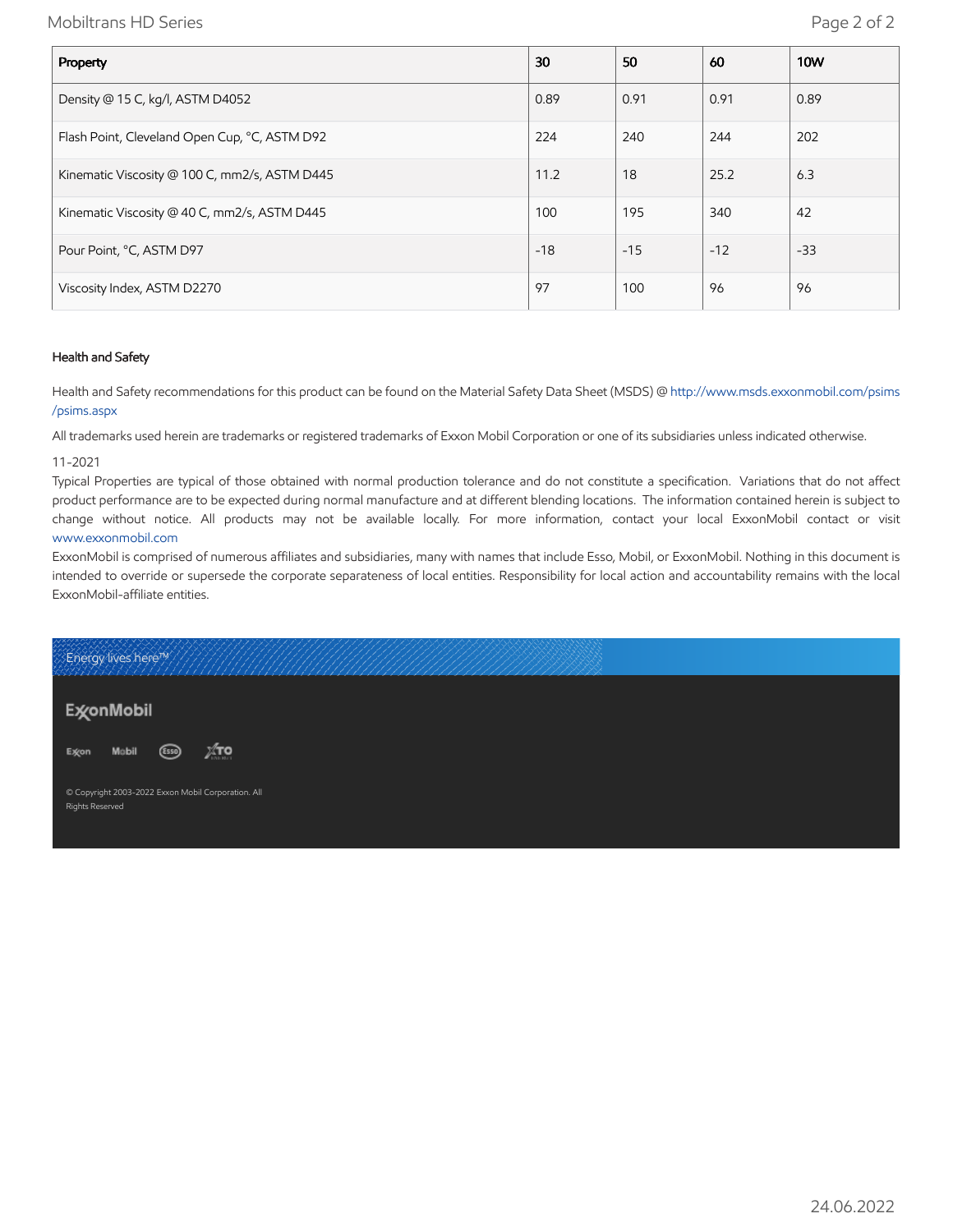| Property | 30 | 50 | 60 | 10W |
| --- | --- | --- | --- | --- |
| Density @ 15 C, kg/l, ASTM D4052 | 0.89 | 0.91 | 0.91 | 0.89 |
| Flash Point, Cleveland Open Cup, °C, ASTM D92 | 224 | 240 | 244 | 202 |
| Kinematic Viscosity @ 100 C, mm2/s, ASTM D445 | 11.2 | 18 | 25.2 | 6.3 |
| Kinematic Viscosity @ 40 C, mm2/s, ASTM D445 | 100 | 195 | 340 | 42 |
| Pour Point, °C, ASTM D97 | -18 | -15 | -12 | -33 |
| Viscosity Index, ASTM D2270 | 97 | 100 | 96 | 96 |

### Health and Safety

Health and Safety recommendations for this product can be found on the Material Safety Data Sheet (MSDS) @ http://www.msds.exxonmobil.com/psims/psims.aspx

All trademarks used herein are trademarks or registered trademarks of Exxon Mobil Corporation or one of its subsidiaries unless indicated otherwise.

11-2021

Typical Properties are typical of those obtained with normal production tolerance and do not constitute a specification. Variations that do not affect product performance are to be expected during normal manufacture and at different blending locations. The information contained herein is subject to change without notice. All products may not be available locally. For more information, contact your local ExxonMobil contact or visit www.exxonmobil.com

ExxonMobil is comprised of numerous affiliates and subsidiaries, many with names that include Esso, Mobil, or ExxonMobil. Nothing in this document is intended to override or supersede the corporate separateness of local entities. Responsibility for local action and accountability remains with the local ExxonMobil-affiliate entities.

Energy lives here™

ExxonMobil

Exxon Mobil Esso XTO

© Copyright 2003-2022 Exxon Mobil Corporation. All Rights Reserved